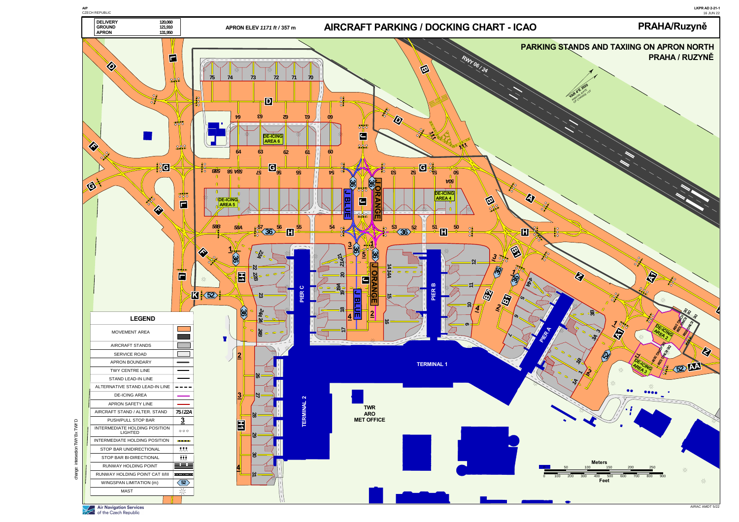| DELIVERY | 120,060 |
| --- | --- |
| GROUND | 121,910 |
| APRON | 131,950 |

APRON ELEV *1171 ft* / 357 m

# AIRCRAFT PARKING / DOCKING CHART - ICAO

# PRAHA/Ruzyně

## PARKING STANDS AND TAXIING ON APRON NORTH PRAHA / RUZYNĚ

VAR 4°E 2020

ANNUAL RATE OF CHANGE +10'

RWY 06 / 24

DE-ICING AREA 6

DE-ICING AREA 5

DE-ICING AREA 4

DE-ICING AREA 2

DE-ICING AREA 3

J BLUE

J ORANGE

PIER A

PIER B

PIER C

TERMINAL 1

TERMINAL 2

TWR
ARO
MET OFFICE

### LEGEND

| | |
| --- | --- |
| MOVEMENT AREA | |
| AIRCRAFT STANDS | |
| SERVICE ROAD | |
| APRON BOUNDARY | |
| TWY CENTRE LINE | |
| STAND LEAD-IN LINE | |
| ALTERNATIVE STAND LEAD-IN LINE | |
| DE-ICING AREA | |
| APRON SAFETY LINE | |
| AIRCRAFT STAND / ALTER. STAND | 75 / *22A* |
| PUSH/PULL STOP BAR | 3 |
| INTERMEDIATE HOLDING POSITION LIGHTED | ○○○ |
| INTERMEDIATE HOLDING POSITION | |
| STOP BAR UNIDIRECTIONAL | |
| STOP BAR BI-DIRECTIONAL | |
| RUNWAY HOLDING POINT | |
| RUNWAY HOLDING POINT CAT II/III | |
| WINGSPAN LIMITATION (m) | 52 |
| MAST | |

Meters: 0 50 100 150 200 250

Feet: 0 100 200 300 400 500 600 700 800 900

change: intersection TWY Bx TWY D